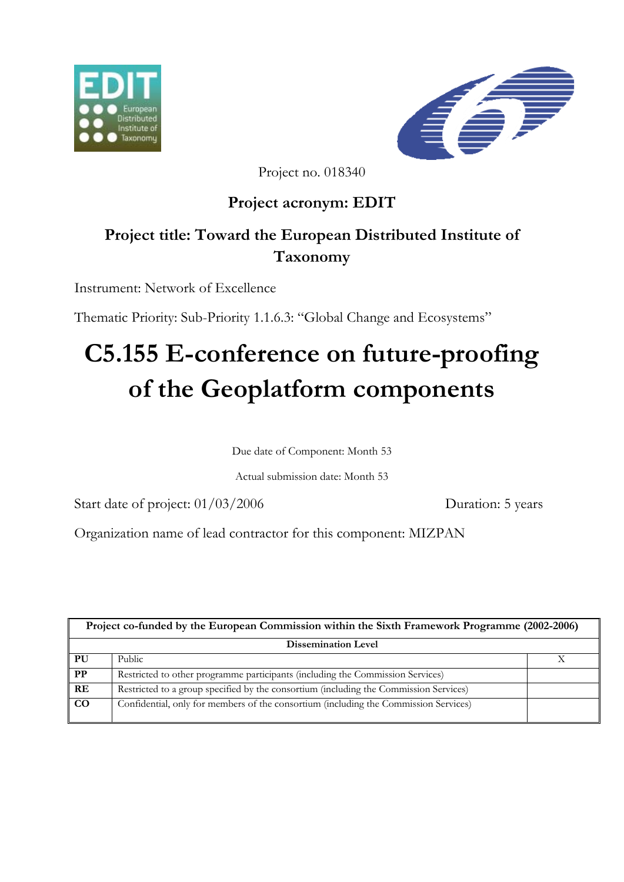Project no. 018340

**Project acronym: EDIT**

**Project title: Toward the European Distributed Institute of Taxonomy**

Instrument: Network of Excellence

Thematic Priority: Sub-Priority 1.1.6.3: "Global Change and Ecosystems"

# C5.155 E-conference on future-proofing of the Geoplatform components

Due date of Component: Month 53

Actual submission date: Month 53

Start date of project: 01/03/2006 Duration: 5 years

Organization name of lead contractor for this component: MIZPAN

| **Project co-funded by the European Commission within the Sixth Framework Programme (2002-2006)** | | |
|---|---|---|
| **Dissemination Level** | | |
| **PU** | Public | X |
| **PP** | Restricted to other programme participants (including the Commission Services) | |
| **RE** | Restricted to a group specified by the consortium (including the Commission Services) | |
| **CO** | Confidential, only for members of the consortium (including the Commission Services) | |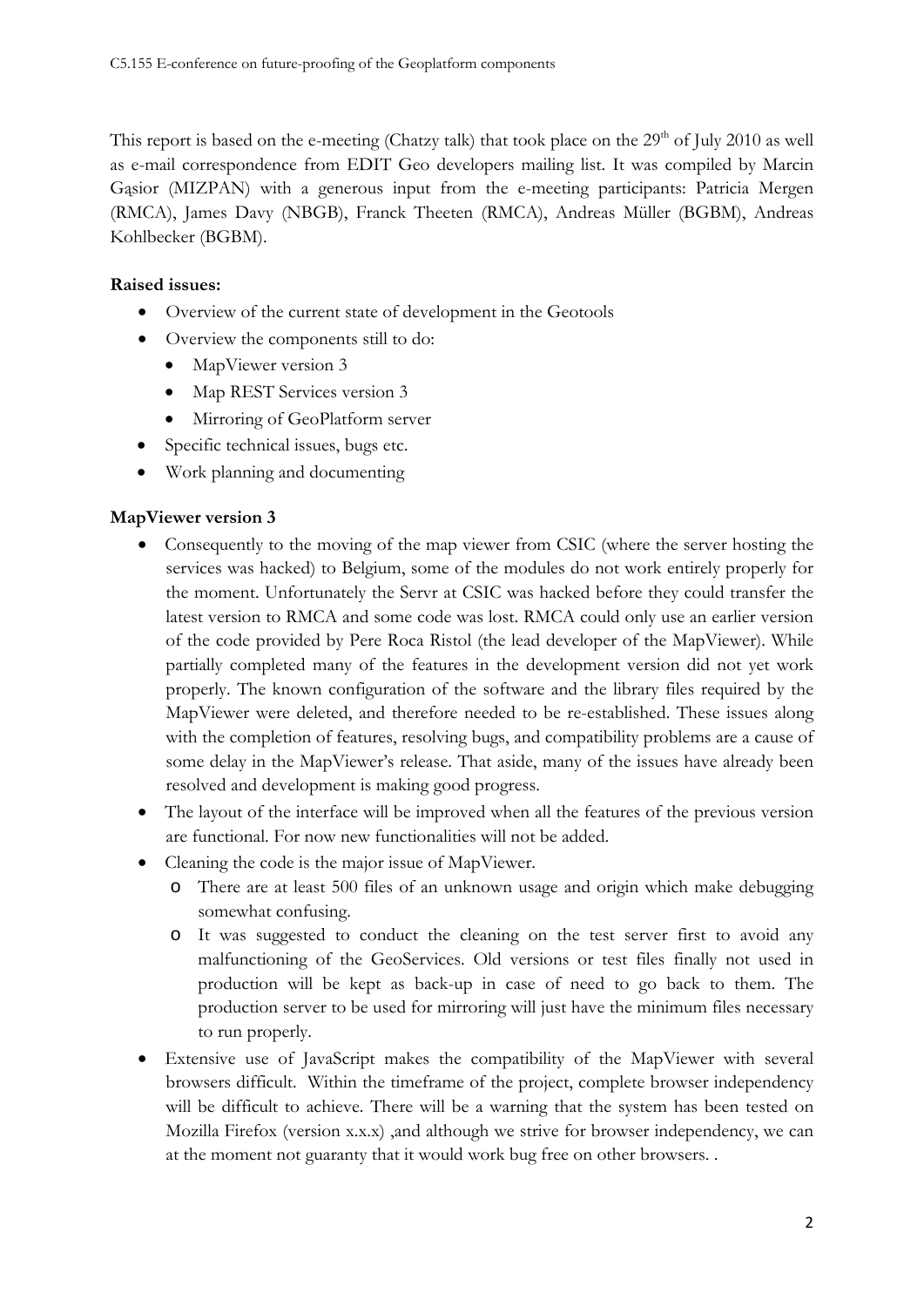This report is based on the e-meeting (Chatzy talk) that took place on the 29th of July 2010 as well as e-mail correspondence from EDIT Geo developers mailing list. It was compiled by Marcin Gąsior (MIZPAN) with a generous input from the e-meeting participants: Patricia Mergen (RMCA), James Davy (NBGB), Franck Theeten (RMCA), Andreas Müller (BGBM), Andreas Kohlbecker (BGBM).

**Raised issues:**

- Overview of the current state of development in the Geotools
- Overview the components still to do:
  - MapViewer version 3
  - Map REST Services version 3
  - Mirroring of GeoPlatform server
- Specific technical issues, bugs etc.
- Work planning and documenting

**MapViewer version 3**

- Consequently to the moving of the map viewer from CSIC (where the server hosting the services was hacked) to Belgium, some of the modules do not work entirely properly for the moment. Unfortunately the Servr at CSIC was hacked before they could transfer the latest version to RMCA and some code was lost. RMCA could only use an earlier version of the code provided by Pere Roca Ristol (the lead developer of the MapViewer). While partially completed many of the features in the development version did not yet work properly. The known configuration of the software and the library files required by the MapViewer were deleted, and therefore needed to be re-established. These issues along with the completion of features, resolving bugs, and compatibility problems are a cause of some delay in the MapViewer's release. That aside, many of the issues have already been resolved and development is making good progress.
- The layout of the interface will be improved when all the features of the previous version are functional. For now new functionalities will not be added.
- Cleaning the code is the major issue of MapViewer.
  - There are at least 500 files of an unknown usage and origin which make debugging somewhat confusing.
  - It was suggested to conduct the cleaning on the test server first to avoid any malfunctioning of the GeoServices. Old versions or test files finally not used in production will be kept as back-up in case of need to go back to them. The production server to be used for mirroring will just have the minimum files necessary to run properly.
- Extensive use of JavaScript makes the compatibility of the MapViewer with several browsers difficult. Within the timeframe of the project, complete browser independency will be difficult to achieve. There will be a warning that the system has been tested on Mozilla Firefox (version x.x.x) ,and although we strive for browser independency, we can at the moment not guaranty that it would work bug free on other browsers. .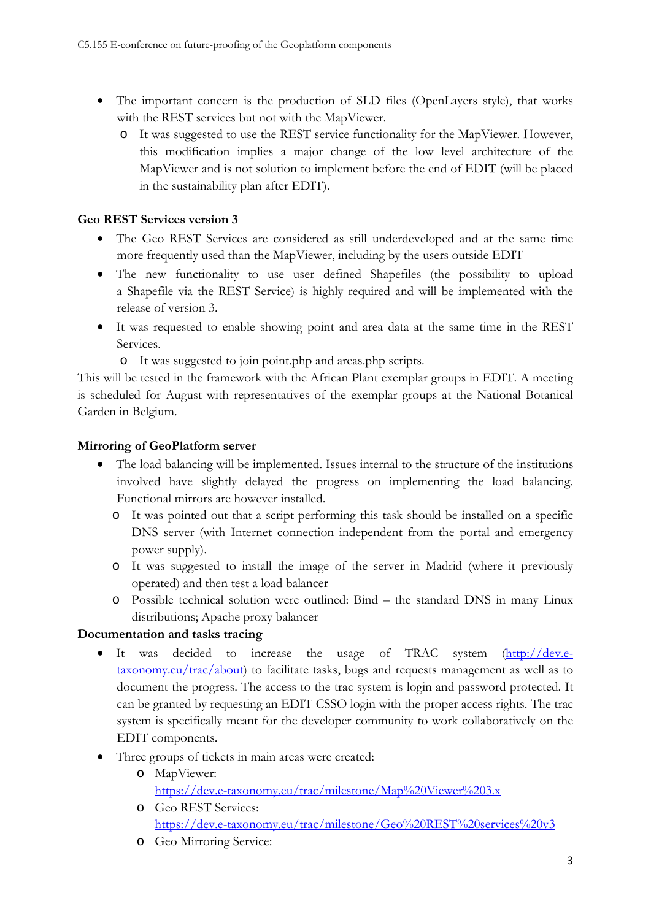- The important concern is the production of SLD files (OpenLayers style), that works with the REST services but not with the MapViewer.
    - It was suggested to use the REST service functionality for the MapViewer. However, this modification implies a major change of the low level architecture of the MapViewer and is not solution to implement before the end of EDIT (will be placed in the sustainability plan after EDIT).

**Geo REST Services version 3**

- The Geo REST Services are considered as still underdeveloped and at the same time more frequently used than the MapViewer, including by the users outside EDIT
- The new functionality to use user defined Shapefiles (the possibility to upload a Shapefile via the REST Service) is highly required and will be implemented with the release of version 3.
- It was requested to enable showing point and area data at the same time in the REST Services.
    - It was suggested to join point.php and areas.php scripts.

This will be tested in the framework with the African Plant exemplar groups in EDIT. A meeting is scheduled for August with representatives of the exemplar groups at the National Botanical Garden in Belgium.

**Mirroring of GeoPlatform server**

- The load balancing will be implemented. Issues internal to the structure of the institutions involved have slightly delayed the progress on implementing the load balancing. Functional mirrors are however installed.
    - It was pointed out that a script performing this task should be installed on a specific DNS server (with Internet connection independent from the portal and emergency power supply).
    - It was suggested to install the image of the server in Madrid (where it previously operated) and then test a load balancer
    - Possible technical solution were outlined: Bind – the standard DNS in many Linux distributions; Apache proxy balancer

**Documentation and tasks tracing**

- It was decided to increase the usage of TRAC system ([http://dev.e-taxonomy.eu/trac/about](http://dev.e-taxonomy.eu/trac/about)) to facilitate tasks, bugs and requests management as well as to document the progress. The access to the trac system is login and password protected. It can be granted by requesting an EDIT CSSO login with the proper access rights. The trac system is specifically meant for the developer community to work collaboratively on the EDIT components.
- Three groups of tickets in main areas were created:
    - MapViewer: [https://dev.e-taxonomy.eu/trac/milestone/Map%20Viewer%203.x](https://dev.e-taxonomy.eu/trac/milestone/Map%20Viewer%203.x)
    - Geo REST Services: [https://dev.e-taxonomy.eu/trac/milestone/Geo%20REST%20services%20v3](https://dev.e-taxonomy.eu/trac/milestone/Geo%20REST%20services%20v3)
    - Geo Mirroring Service: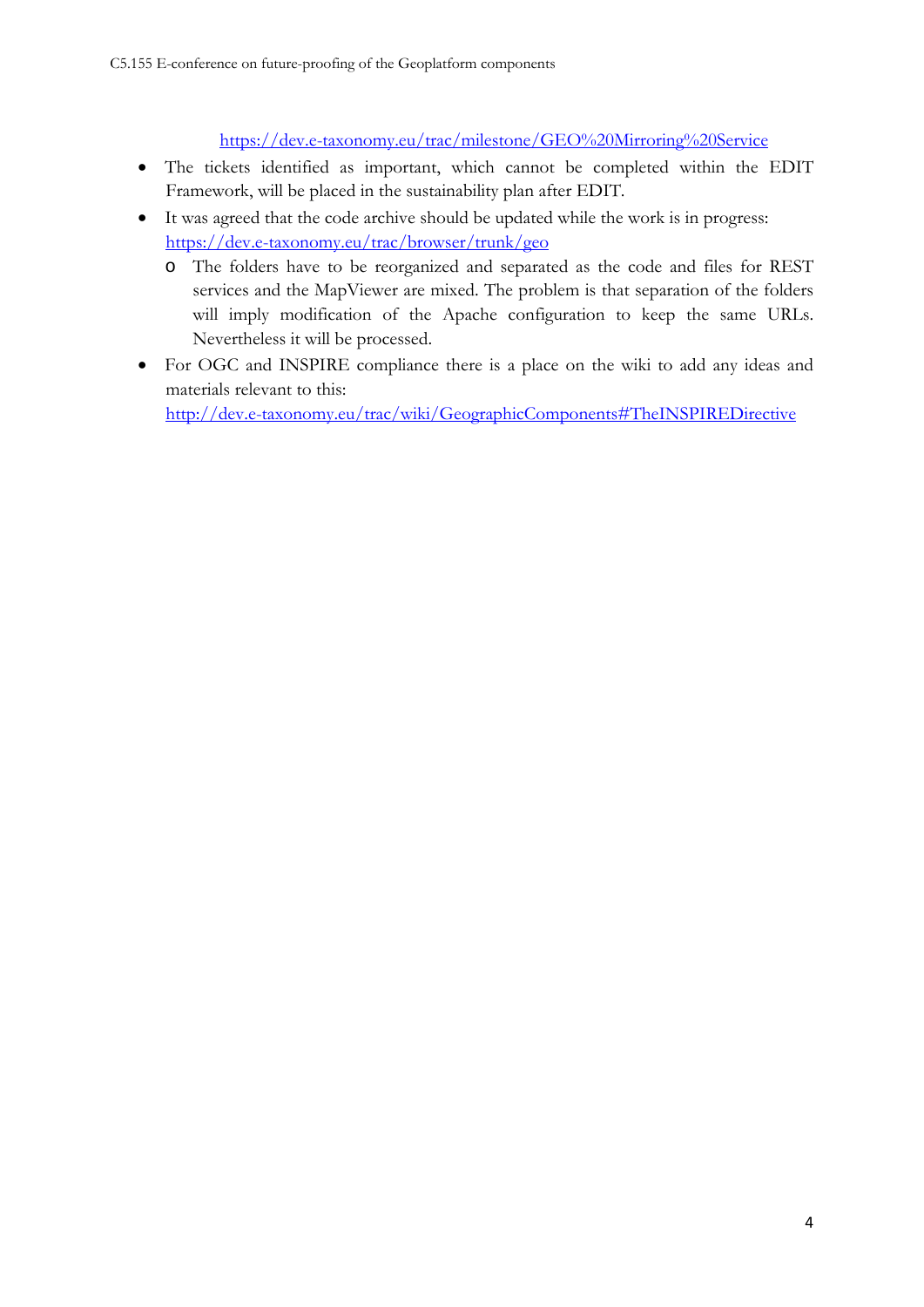https://dev.e-taxonomy.eu/trac/milestone/GEO%20Mirroring%20Service

- The tickets identified as important, which cannot be completed within the EDIT Framework, will be placed in the sustainability plan after EDIT.
- It was agreed that the code archive should be updated while the work is in progress: https://dev.e-taxonomy.eu/trac/browser/trunk/geo
  - The folders have to be reorganized and separated as the code and files for REST services and the MapViewer are mixed. The problem is that separation of the folders will imply modification of the Apache configuration to keep the same URLs. Nevertheless it will be processed.
- For OGC and INSPIRE compliance there is a place on the wiki to add any ideas and materials relevant to this: http://dev.e-taxonomy.eu/trac/wiki/GeographicComponents#TheINSPIREDirective